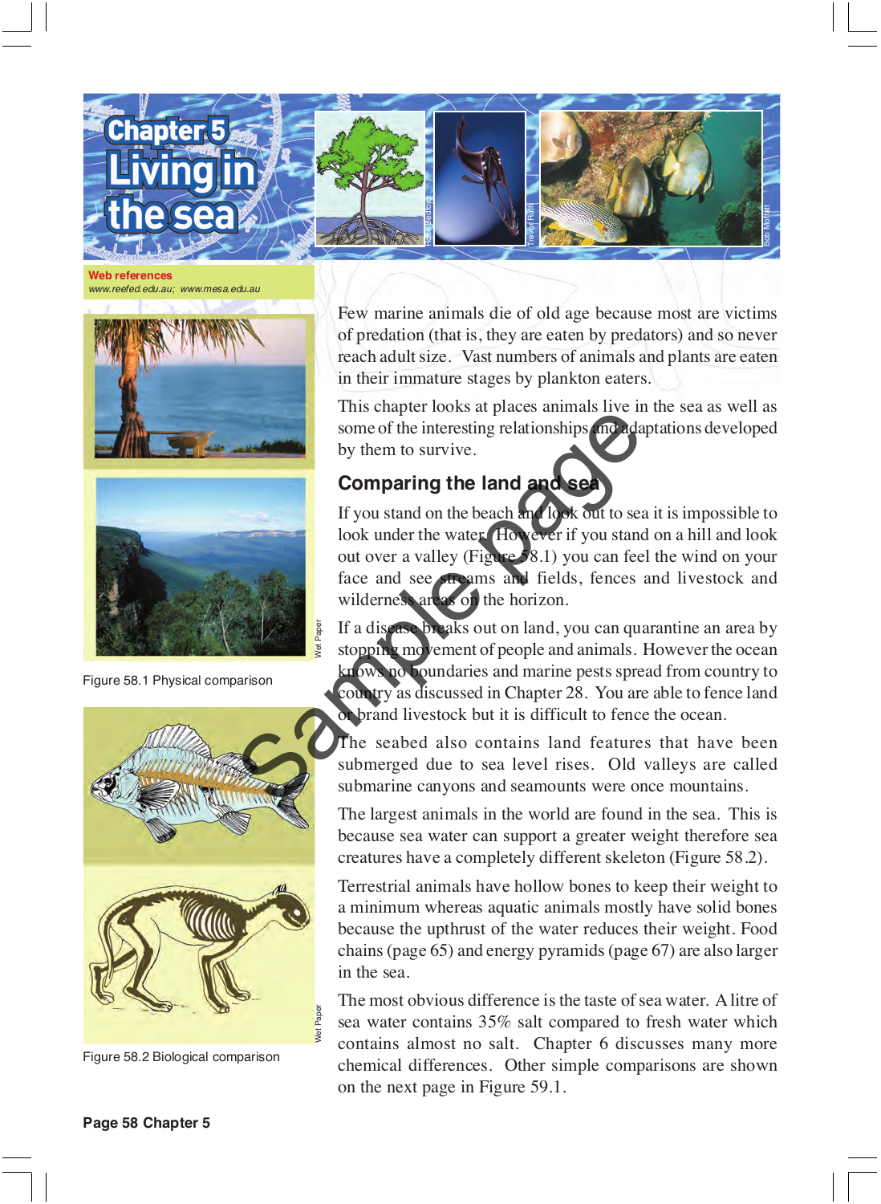# Chapter 5
# Living in the sea

**Web references**
*www.reefed.edu.au; www.mesa.edu.au*

Figure 58.1 Physical comparison

Figure 58.2 Biological comparison

Few marine animals die of old age because most are victims of predation (that is, they are eaten by predators) and so never reach adult size. Vast numbers of animals and plants are eaten in their immature stages by plankton eaters.

This chapter looks at places animals live in the sea as well as some of the interesting relationships and adaptations developed by them to survive.

## Comparing the land and sea

If you stand on the beach and look out to sea it is impossible to look under the water. However if you stand on a hill and look out over a valley (Figure 58.1) you can feel the wind on your face and see streams and fields, fences and livestock and wilderness areas on the horizon.

If a disease breaks out on land, you can quarantine an area by stopping movement of people and animals. However the ocean knows no boundaries and marine pests spread from country to country as discussed in Chapter 28. You are able to fence land or brand livestock but it is difficult to fence the ocean.

The seabed also contains land features that have been submerged due to sea level rises. Old valleys are called submarine canyons and seamounts were once mountains.

The largest animals in the world are found in the sea. This is because sea water can support a greater weight therefore sea creatures have a completely different skeleton (Figure 58.2).

Terrestrial animals have hollow bones to keep their weight to a minimum whereas aquatic animals mostly have solid bones because the upthrust of the water reduces their weight. Food chains (page 65) and energy pyramids (page 67) are also larger in the sea.

The most obvious difference is the taste of sea water. A litre of sea water contains 35% salt compared to fresh water which contains almost no salt. Chapter 6 discusses many more chemical differences. Other simple comparisons are shown on the next page in Figure 59.1.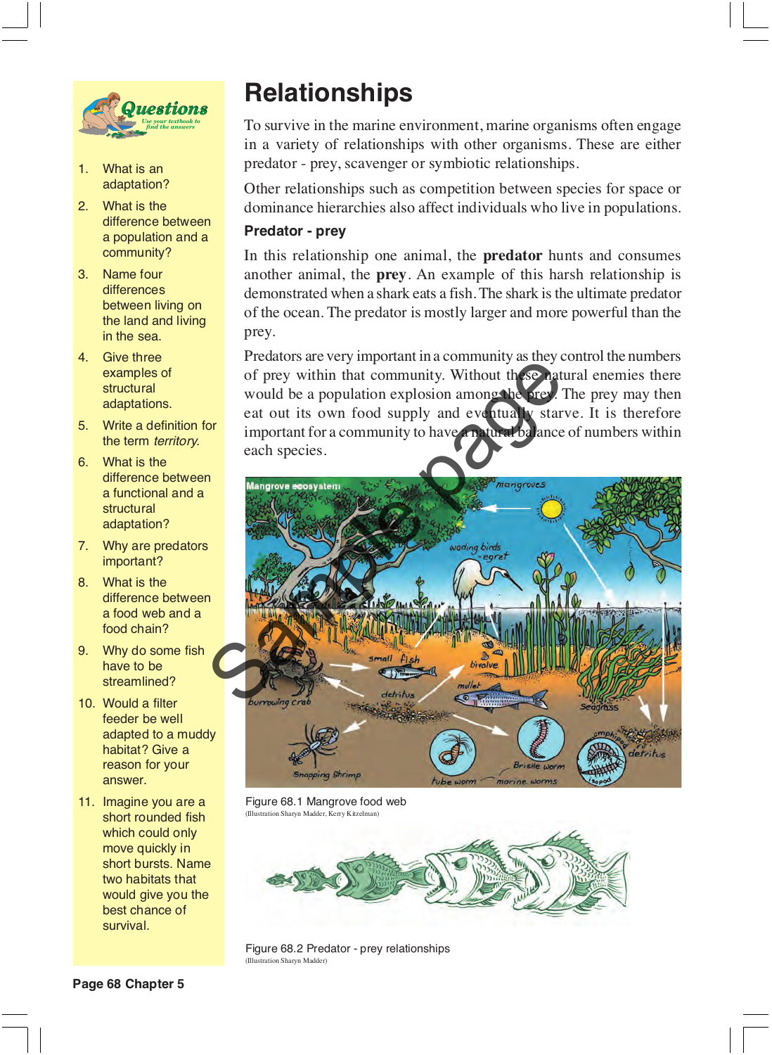# Relationships

To survive in the marine environment, marine organisms often engage in a variety of relationships with other organisms. These are either predator - prey, scavenger or symbiotic relationships.

Other relationships such as competition between species for space or dominance hierarchies also affect individuals who live in populations.

### Predator - prey

In this relationship one animal, the **predator** hunts and consumes another animal, the **prey**. An example of this harsh relationship is demonstrated when a shark eats a fish. The shark is the ultimate predator of the ocean. The predator is mostly larger and more powerful than the prey.

Predators are very important in a community as they control the numbers of prey within that community. Without these natural enemies there would be a population explosion among the prey. The prey may then eat out its own food supply and eventually starve. It is therefore important for a community to have a natural balance of numbers within each species.

Figure 68.1 Mangrove food web
(Illustration Sharyn Madder, Kerry Kitzelman)

Figure 68.2 Predator - prey relationships
(Illustration Sharyn Madder)

## Questions

*Use your textbook to find the answers*

1. What is an adaptation?
2. What is the difference between a population and a community?
3. Name four differences between living on the land and living in the sea.
4. Give three examples of structural adaptations.
5. Write a definition for the term *territory.*
6. What is the difference between a functional and a structural adaptation?
7. Why are predators important?
8. What is the difference between a food web and a food chain?
9. Why do some fish have to be streamlined?
10. Would a filter feeder be well adapted to a muddy habitat? Give a reason for your answer.
11. Imagine you are a short rounded fish which could only move quickly in short bursts. Name two habitats that would give you the best chance of survival.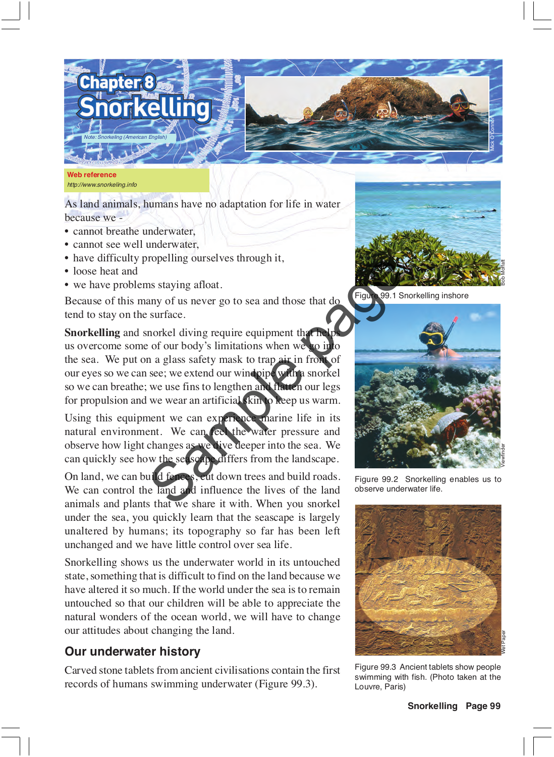# Chapter 8
# Snorkelling

Note: Snorkeling (American English)

**Web reference**
http://www.snorkeling.info

As land animals, humans have no adaptation for life in water because we -

- cannot breathe underwater,
- cannot see well underwater,
- have difficulty propelling ourselves through it,
- loose heat and
- we have problems staying afloat.

Because of this many of us never go to sea and those that do tend to stay on the surface.

**Snorkelling** and snorkel diving require equipment that helps us overcome some of our body's limitations when we go into the sea. We put on a glass safety mask to trap air in front of our eyes so we can see; we extend our windpipe with a snorkel so we can breathe; we use fins to lengthen and flatten our legs for propulsion and we wear an artificial skin to keep us warm.

Using this equipment we can experience marine life in its natural environment. We can feel the water pressure and observe how light changes as we dive deeper into the sea. We can quickly see how the seascape differs from the landscape.

On land, we can build fences, cut down trees and build roads. We can control the land and influence the lives of the land animals and plants that we share it with. When you snorkel under the sea, you quickly learn that the seascape is largely unaltered by humans; its topography so far has been left unchanged and we have little control over sea life.

Snorkelling shows us the underwater world in its untouched state, something that is difficult to find on the land because we have altered it so much. If the world under the sea is to remain untouched so that our children will be able to appreciate the natural wonders of the ocean world, we will have to change our attitudes about changing the land.

## Our underwater history

Carved stone tablets from ancient civilisations contain the first records of humans swimming underwater (Figure 99.3).

Figure 99.1 Snorkelling inshore

Figure 99.2 Snorkelling enables us to observe underwater life.

Figure 99.3 Ancient tablets show people swimming with fish. (Photo taken at the Louvre, Paris)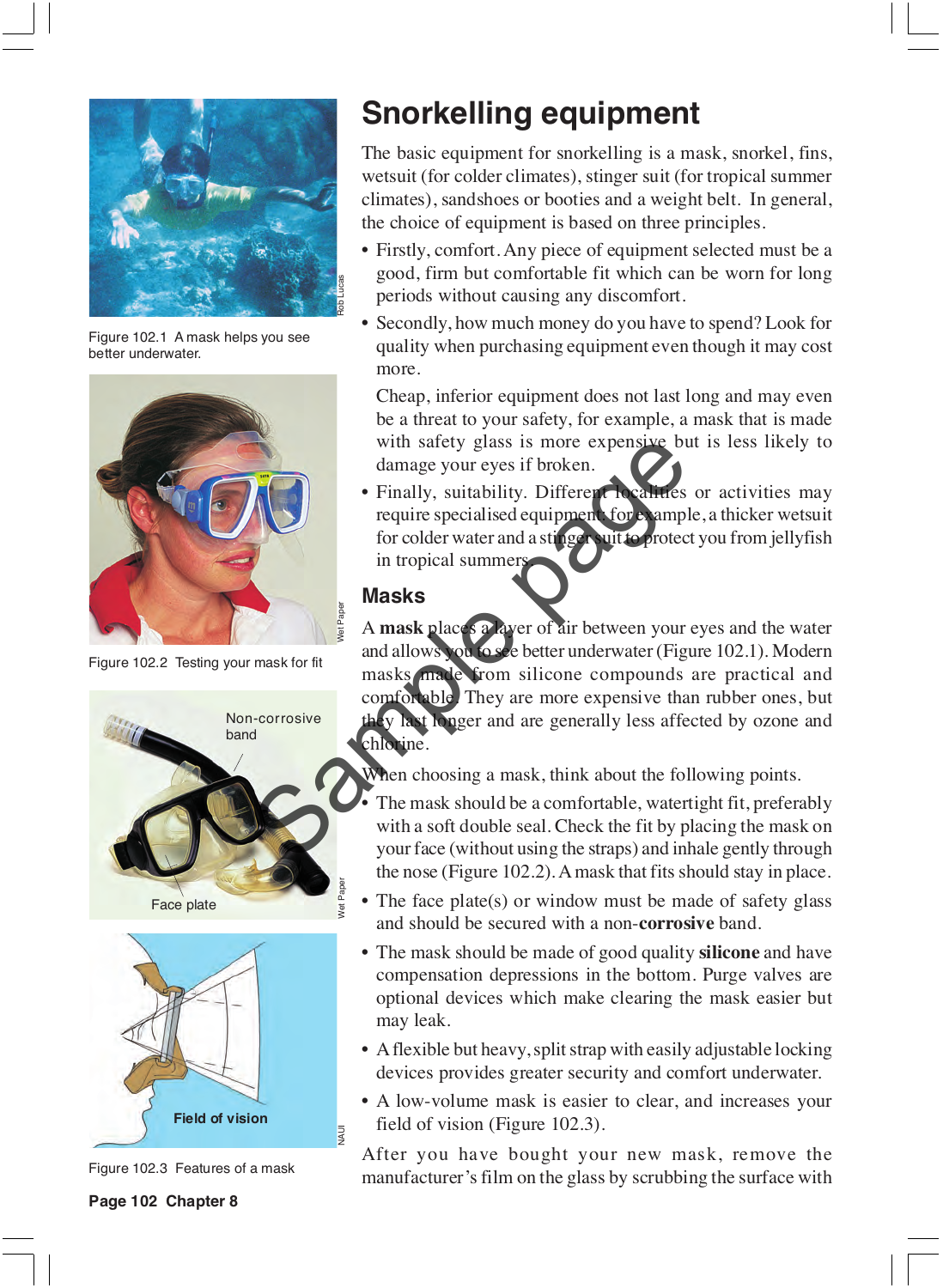Figure 102.1 A mask helps you see better underwater.

Figure 102.2 Testing your mask for fit

Figure 102.3 Features of a mask

# Snorkelling equipment

The basic equipment for snorkelling is a mask, snorkel, fins, wetsuit (for colder climates), stinger suit (for tropical summer climates), sandshoes or booties and a weight belt. In general, the choice of equipment is based on three principles.

- Firstly, comfort. Any piece of equipment selected must be a good, firm but comfortable fit which can be worn for long periods without causing any discomfort.
- Secondly, how much money do you have to spend? Look for quality when purchasing equipment even though it may cost more.

  Cheap, inferior equipment does not last long and may even be a threat to your safety, for example, a mask that is made with safety glass is more expensive but is less likely to damage your eyes if broken.
- Finally, suitability. Different localities or activities may require specialised equipment, for example, a thicker wetsuit for colder water and a stinger suit to protect you from jellyfish in tropical summers.

## Masks

A **mask** places a layer of air between your eyes and the water and allows you to see better underwater (Figure 102.1). Modern masks made from silicone compounds are practical and comfortable. They are more expensive than rubber ones, but they last longer and are generally less affected by ozone and chlorine.

When choosing a mask, think about the following points.

- The mask should be a comfortable, watertight fit, preferably with a soft double seal. Check the fit by placing the mask on your face (without using the straps) and inhale gently through the nose (Figure 102.2). A mask that fits should stay in place.
- The face plate(s) or window must be made of safety glass and should be secured with a non-**corrosive** band.
- The mask should be made of good quality **silicone** and have compensation depressions in the bottom. Purge valves are optional devices which make clearing the mask easier but may leak.
- A flexible but heavy, split strap with easily adjustable locking devices provides greater security and comfort underwater.
- A low-volume mask is easier to clear, and increases your field of vision (Figure 102.3).

After you have bought your new mask, remove the manufacturer's film on the glass by scrubbing the surface with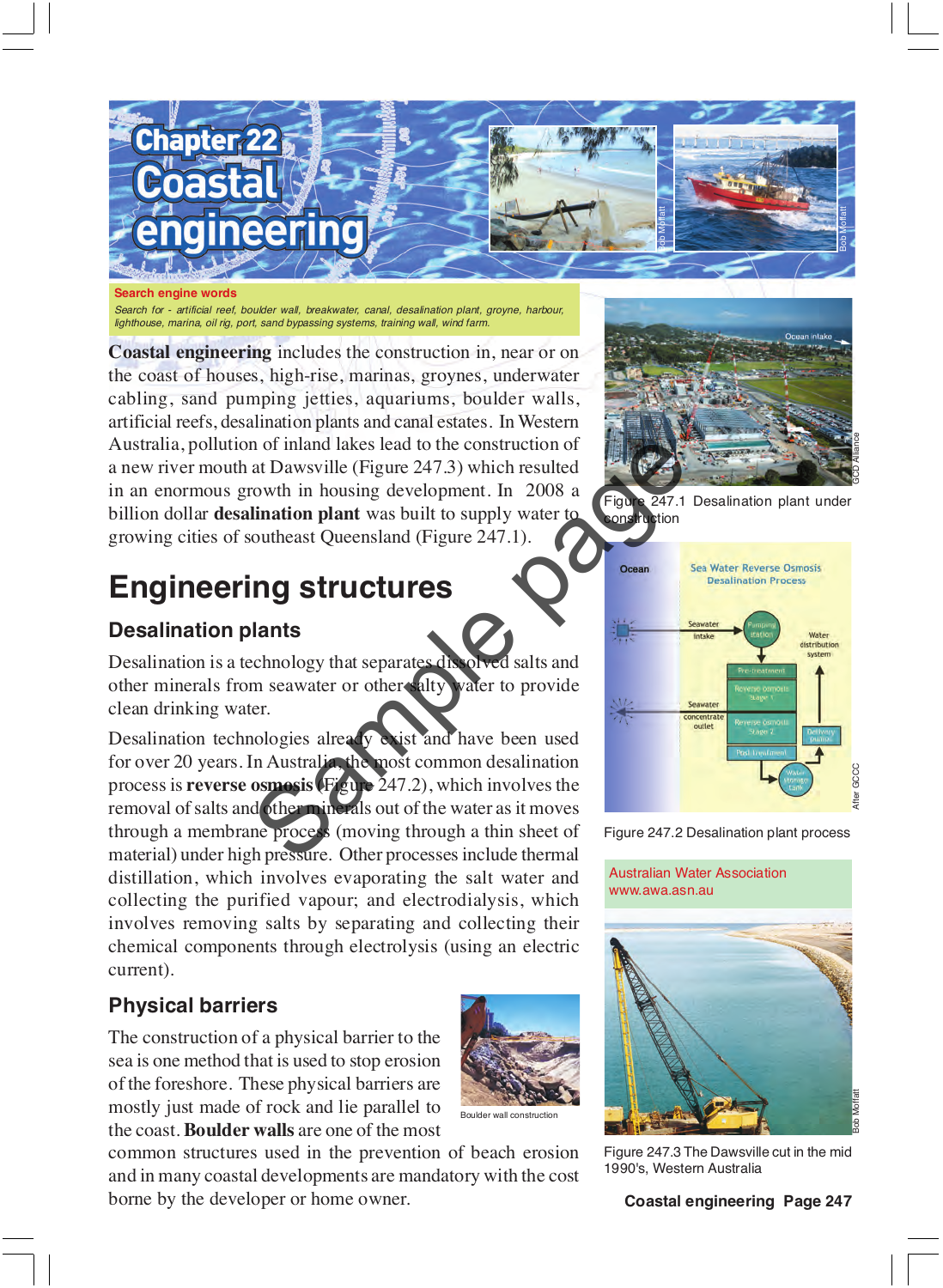# Chapter 22 Coastal engineering

**Search engine words**

*Search for - artificial reef, boulder wall, breakwater, canal, desalination plant, groyne, harbour, lighthouse, marina, oil rig, port, sand bypassing systems, training wall, wind farm.*

**Coastal engineering** includes the construction in, near or on the coast of houses, high-rise, marinas, groynes, underwater cabling, sand pumping jetties, aquariums, boulder walls, artificial reefs, desalination plants and canal estates. In Western Australia, pollution of inland lakes lead to the construction of a new river mouth at Dawsville (Figure 247.3) which resulted in an enormous growth in housing development. In 2008 a billion dollar **desalination plant** was built to supply water to growing cities of southeast Queensland (Figure 247.1).

Figure 247.1 Desalination plant under construction

## Engineering structures

### Desalination plants

Desalination is a technology that separates dissolved salts and other minerals from seawater or other salty water to provide clean drinking water.

Desalination technologies already exist and have been used for over 20 years. In Australia, the most common desalination process is **reverse osmosis** (Figure 247.2), which involves the removal of salts and other minerals out of the water as it moves through a membrane process (moving through a thin sheet of material) under high pressure. Other processes include thermal distillation, which involves evaporating the salt water and collecting the purified vapour; and electrodialysis, which involves removing salts by separating and collecting their chemical components through electrolysis (using an electric current).

Figure 247.2 Desalination plant process

Australian Water Association
www.awa.asn.au

### Physical barriers

The construction of a physical barrier to the sea is one method that is used to stop erosion of the foreshore. These physical barriers are mostly just made of rock and lie parallel to the coast. **Boulder walls** are one of the most common structures used in the prevention of beach erosion and in many coastal developments are mandatory with the cost borne by the developer or home owner.

Boulder wall construction

Figure 247.3 The Dawsville cut in the mid 1990's, Western Australia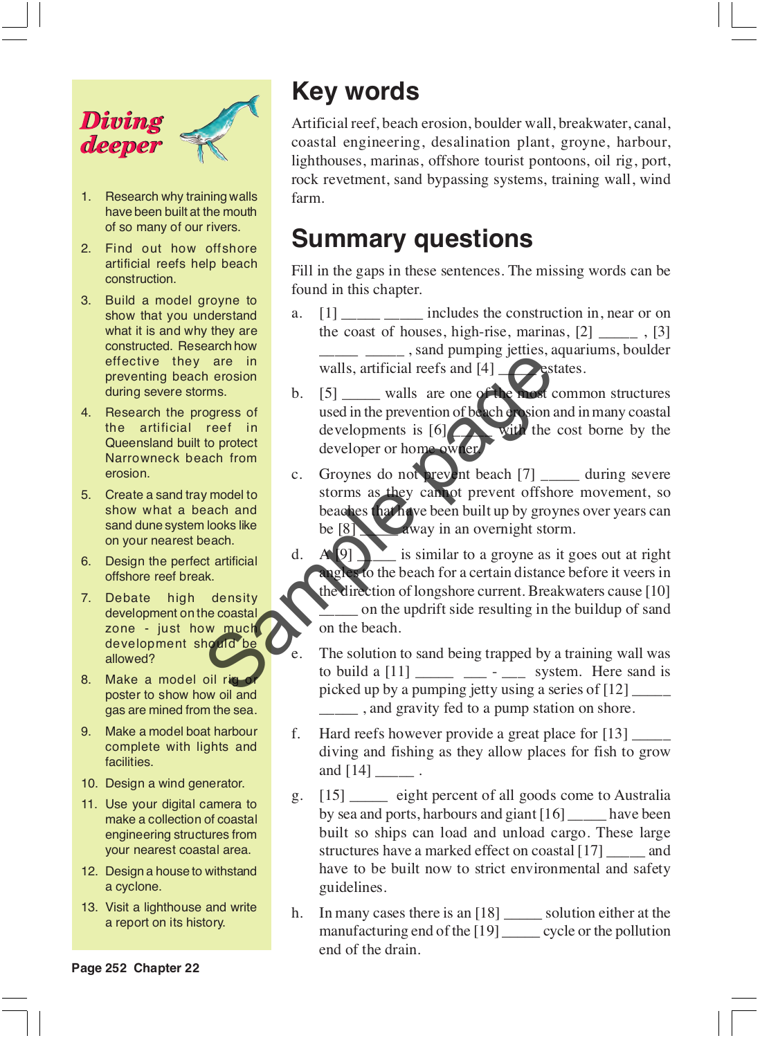## Diving deeper

1. Research why training walls have been built at the mouth of so many of our rivers.
2. Find out how offshore artificial reefs help beach construction.
3. Build a model groyne to show that you understand what it is and why they are constructed. Research how effective they are in preventing beach erosion during severe storms.
4. Research the progress of the artificial reef in Queensland built to protect Narrowneck beach from erosion.
5. Create a sand tray model to show what a beach and sand dune system looks like on your nearest beach.
6. Design the perfect artificial offshore reef break.
7. Debate high density development on the coastal zone - just how much development should be allowed?
8. Make a model oil rig or poster to show how oil and gas are mined from the sea.
9. Make a model boat harbour complete with lights and facilities.
10. Design a wind generator.
11. Use your digital camera to make a collection of coastal engineering structures from your nearest coastal area.
12. Design a house to withstand a cyclone.
13. Visit a lighthouse and write a report on its history.

# Key words

Artificial reef, beach erosion, boulder wall, breakwater, canal, coastal engineering, desalination plant, groyne, harbour, lighthouses, marinas, offshore tourist pontoons, oil rig, port, rock revetment, sand bypassing systems, training wall, wind farm.

# Summary questions

Fill in the gaps in these sentences. The missing words can be found in this chapter.

a. [1] _____ _____ includes the construction in, near or on the coast of houses, high-rise, marinas, [2] _____ , [3] _____ _____ , sand pumping jetties, aquariums, boulder walls, artificial reefs and [4] _____ estates.

b. [5] _____ walls are one of the most common structures used in the prevention of beach erosion and in many coastal developments is [6] _____ with the cost borne by the developer or home owner.

c. Groynes do not prevent beach [7] _____ during severe storms as they cannot prevent offshore movement, so beaches that have been built up by groynes over years can be [8] _____ away in an overnight storm.

d. A [9] _____ is similar to a groyne as it goes out at right angles to the beach for a certain distance before it veers in the direction of longshore current. Breakwaters cause [10] _____ on the updrift side resulting in the buildup of sand on the beach.

e. The solution to sand being trapped by a training wall was to build a [11] _____ ___ - ___ system. Here sand is picked up by a pumping jetty using a series of [12] _____ _____ , and gravity fed to a pump station on shore.

f. Hard reefs however provide a great place for [13] _____ diving and fishing as they allow places for fish to grow and [14] _____ .

g. [15] _____ eight percent of all goods come to Australia by sea and ports, harbours and giant [16] _____ have been built so ships can load and unload cargo. These large structures have a marked effect on coastal [17] _____ and have to be built now to strict environmental and safety guidelines.

h. In many cases there is an [18] _____ solution either at the manufacturing end of the [19] _____ cycle or the pollution end of the drain.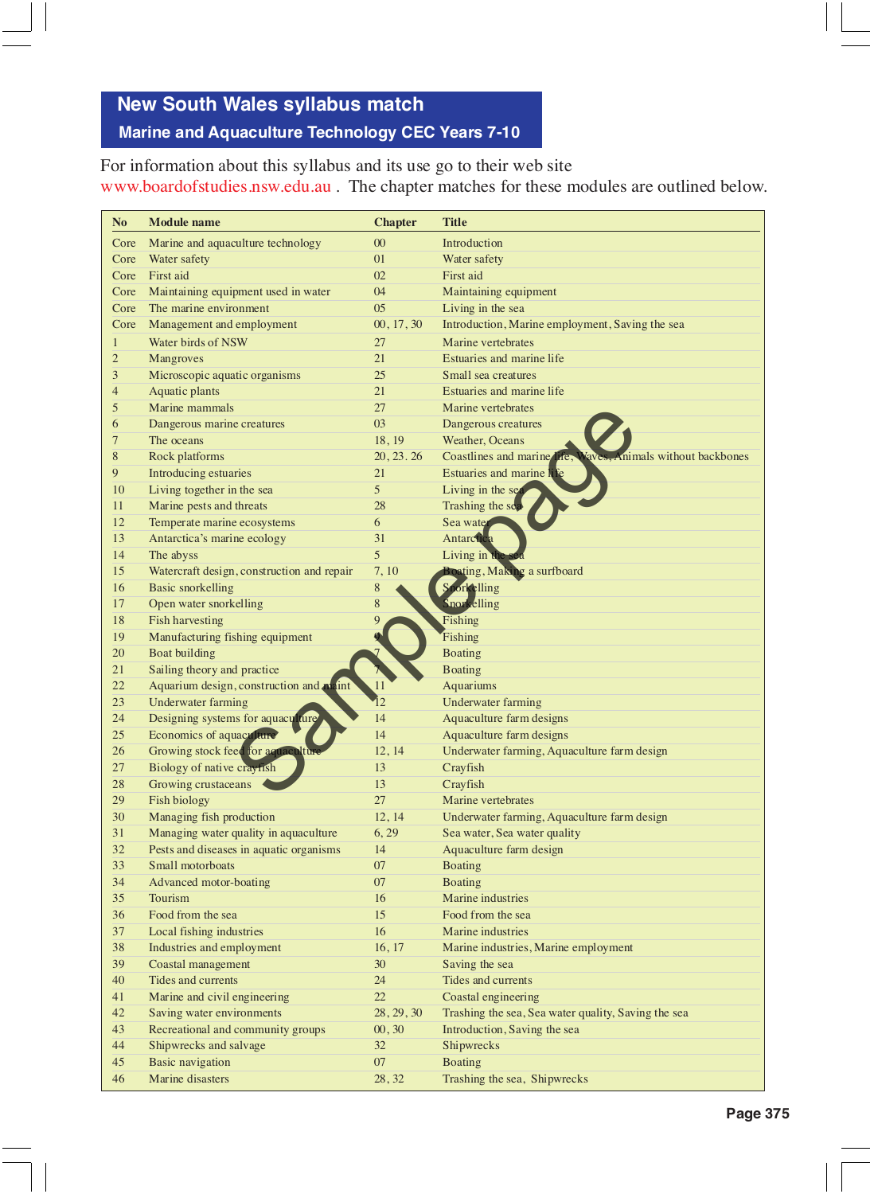## New South Wales syllabus match

### Marine and Aquaculture Technology CEC Years 7-10

For information about this syllabus and its use go to their web site www.boardofstudies.nsw.edu.au . The chapter matches for these modules are outlined below.

| No | Module name | Chapter | Title |
|---|---|---|---|
| Core | Marine and aquaculture technology | 00 | Introduction |
| Core | Water safety | 01 | Water safety |
| Core | First aid | 02 | First aid |
| Core | Maintaining equipment used in water | 04 | Maintaining equipment |
| Core | The marine environment | 05 | Living in the sea |
| Core | Management and employment | 00, 17, 30 | Introduction, Marine employment, Saving the sea |
| 1 | Water birds of NSW | 27 | Marine vertebrates |
| 2 | Mangroves | 21 | Estuaries and marine life |
| 3 | Microscopic aquatic organisms | 25 | Small sea creatures |
| 4 | Aquatic plants | 21 | Estuaries and marine life |
| 5 | Marine mammals | 27 | Marine vertebrates |
| 6 | Dangerous marine creatures | 03 | Dangerous creatures |
| 7 | The oceans | 18, 19 | Weather, Oceans |
| 8 | Rock platforms | 20, 23. 26 | Coastlines and marine life, Waves, Animals without backbones |
| 9 | Introducing estuaries | 21 | Estuaries and marine life |
| 10 | Living together in the sea | 5 | Living in the sea |
| 11 | Marine pests and threats | 28 | Trashing the sea |
| 12 | Temperate marine ecosystems | 6 | Sea water |
| 13 | Antarctica's marine ecology | 31 | Antarctica |
| 14 | The abyss | 5 | Living in the sea |
| 15 | Watercraft design, construction and repair | 7, 10 | Boating, Making a surfboard |
| 16 | Basic snorkelling | 8 | Snorkelling |
| 17 | Open water snorkelling | 8 | Snorkelling |
| 18 | Fish harvesting | 9 | Fishing |
| 19 | Manufacturing fishing equipment | 9 | Fishing |
| 20 | Boat building | 7 | Boating |
| 21 | Sailing theory and practice | 7 | Boating |
| 22 | Aquarium design, construction and maint | 11 | Aquariums |
| 23 | Underwater farming | 12 | Underwater farming |
| 24 | Designing systems for aquaculture | 14 | Aquaculture farm designs |
| 25 | Economics of aquaculture | 14 | Aquaculture farm designs |
| 26 | Growing stock feed for aquaculture | 12, 14 | Underwater farming, Aquaculture farm design |
| 27 | Biology of native crayfish | 13 | Crayfish |
| 28 | Growing crustaceans | 13 | Crayfish |
| 29 | Fish biology | 27 | Marine vertebrates |
| 30 | Managing fish production | 12, 14 | Underwater farming, Aquaculture farm design |
| 31 | Managing water quality in aquaculture | 6, 29 | Sea water, Sea water quality |
| 32 | Pests and diseases in aquatic organisms | 14 | Aquaculture farm design |
| 33 | Small motorboats | 07 | Boating |
| 34 | Advanced motor-boating | 07 | Boating |
| 35 | Tourism | 16 | Marine industries |
| 36 | Food from the sea | 15 | Food from the sea |
| 37 | Local fishing industries | 16 | Marine industries |
| 38 | Industries and employment | 16, 17 | Marine industries, Marine employment |
| 39 | Coastal management | 30 | Saving the sea |
| 40 | Tides and currents | 24 | Tides and currents |
| 41 | Marine and civil engineering | 22 | Coastal engineering |
| 42 | Saving water environments | 28, 29, 30 | Trashing the sea, Sea water quality, Saving the sea |
| 43 | Recreational and community groups | 00, 30 | Introduction, Saving the sea |
| 44 | Shipwrecks and salvage | 32 | Shipwrecks |
| 45 | Basic navigation | 07 | Boating |
| 46 | Marine disasters | 28, 32 | Trashing the sea, Shipwrecks |